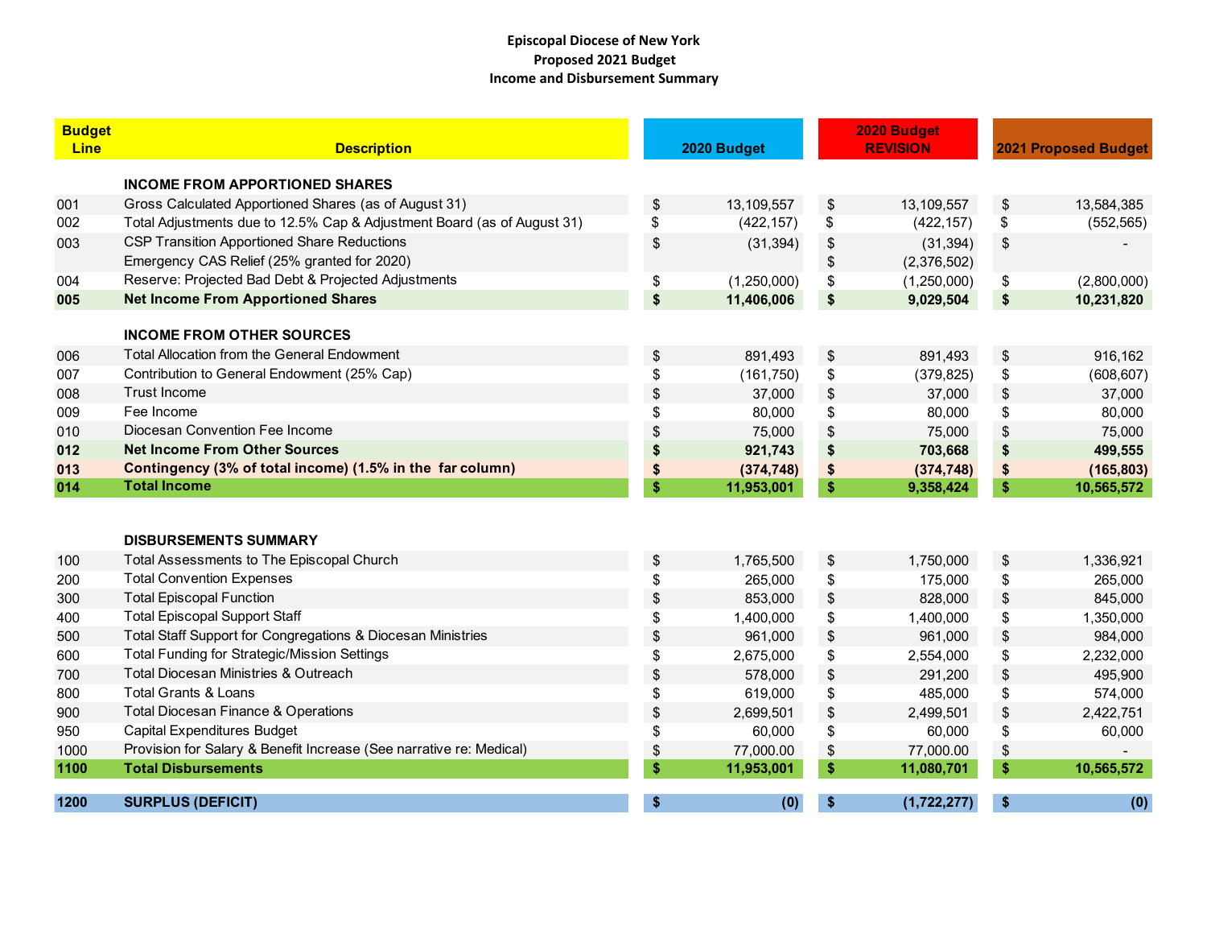**Episcopal Diocese of New York**
**Proposed 2021 Budget**
**Income and Disbursement Summary**

| Budget Line | Description | 2020 Budget | 2020 Budget REVISION | 2021 Proposed Budget |
|---|---|---|---|---|
| | **INCOME FROM APPORTIONED SHARES** | | | |
| 001 | Gross Calculated Apportioned Shares (as of August 31) | $ 13,109,557 | $ 13,109,557 | $ 13,584,385 |
| 002 | Total Adjustments due to 12.5% Cap & Adjustment Board (as of August 31) | $ (422,157) | $ (422,157) | $ (552,565) |
| 003 | CSP Transition Apportioned Share Reductions | $ (31,394) | $ (31,394) | $ - |
| | Emergency CAS Relief (25% granted for 2020) | | $ (2,376,502) | |
| 004 | Reserve: Projected Bad Debt & Projected Adjustments | $ (1,250,000) | $ (1,250,000) | $ (2,800,000) |
| **005** | **Net Income From Apportioned Shares** | **$ 11,406,006** | **$ 9,029,504** | **$ 10,231,820** |
| | **INCOME FROM OTHER SOURCES** | | | |
| 006 | Total Allocation from the General Endowment | $ 891,493 | $ 891,493 | $ 916,162 |
| 007 | Contribution to General Endowment (25% Cap) | $ (161,750) | $ (379,825) | $ (608,607) |
| 008 | Trust Income | $ 37,000 | $ 37,000 | $ 37,000 |
| 009 | Fee Income | $ 80,000 | $ 80,000 | $ 80,000 |
| 010 | Diocesan Convention Fee Income | $ 75,000 | $ 75,000 | $ 75,000 |
| **012** | **Net Income From Other Sources** | **$ 921,743** | **$ 703,668** | **$ 499,555** |
| **013** | **Contingency (3% of total income) (1.5% in the far column)** | **$ (374,748)** | **$ (374,748)** | **$ (165,803)** |
| **014** | **Total Income** | **$ 11,953,001** | **$ 9,358,424** | **$ 10,565,572** |
| | **DISBURSEMENTS SUMMARY** | | | |
| 100 | Total Assessments to The Episcopal Church | $ 1,765,500 | $ 1,750,000 | $ 1,336,921 |
| 200 | Total Convention Expenses | $ 265,000 | $ 175,000 | $ 265,000 |
| 300 | Total Episcopal Function | $ 853,000 | $ 828,000 | $ 845,000 |
| 400 | Total Episcopal Support Staff | $ 1,400,000 | $ 1,400,000 | $ 1,350,000 |
| 500 | Total Staff Support for Congregations & Diocesan Ministries | $ 961,000 | $ 961,000 | $ 984,000 |
| 600 | Total Funding for Strategic/Mission Settings | $ 2,675,000 | $ 2,554,000 | $ 2,232,000 |
| 700 | Total Diocesan Ministries & Outreach | $ 578,000 | $ 291,200 | $ 495,900 |
| 800 | Total Grants & Loans | $ 619,000 | $ 485,000 | $ 574,000 |
| 900 | Total Diocesan Finance & Operations | $ 2,699,501 | $ 2,499,501 | $ 2,422,751 |
| 950 | Capital Expenditures Budget | $ 60,000 | $ 60,000 | $ 60,000 |
| 1000 | Provision for Salary & Benefit Increase (See narrative re: Medical) | $ 77,000.00 | $ 77,000.00 | $ - |
| **1100** | **Total Disbursements** | **$ 11,953,001** | **$ 11,080,701** | **$ 10,565,572** |
| **1200** | **SURPLUS (DEFICIT)** | **$ (0)** | **$ (1,722,277)** | **$ (0)** |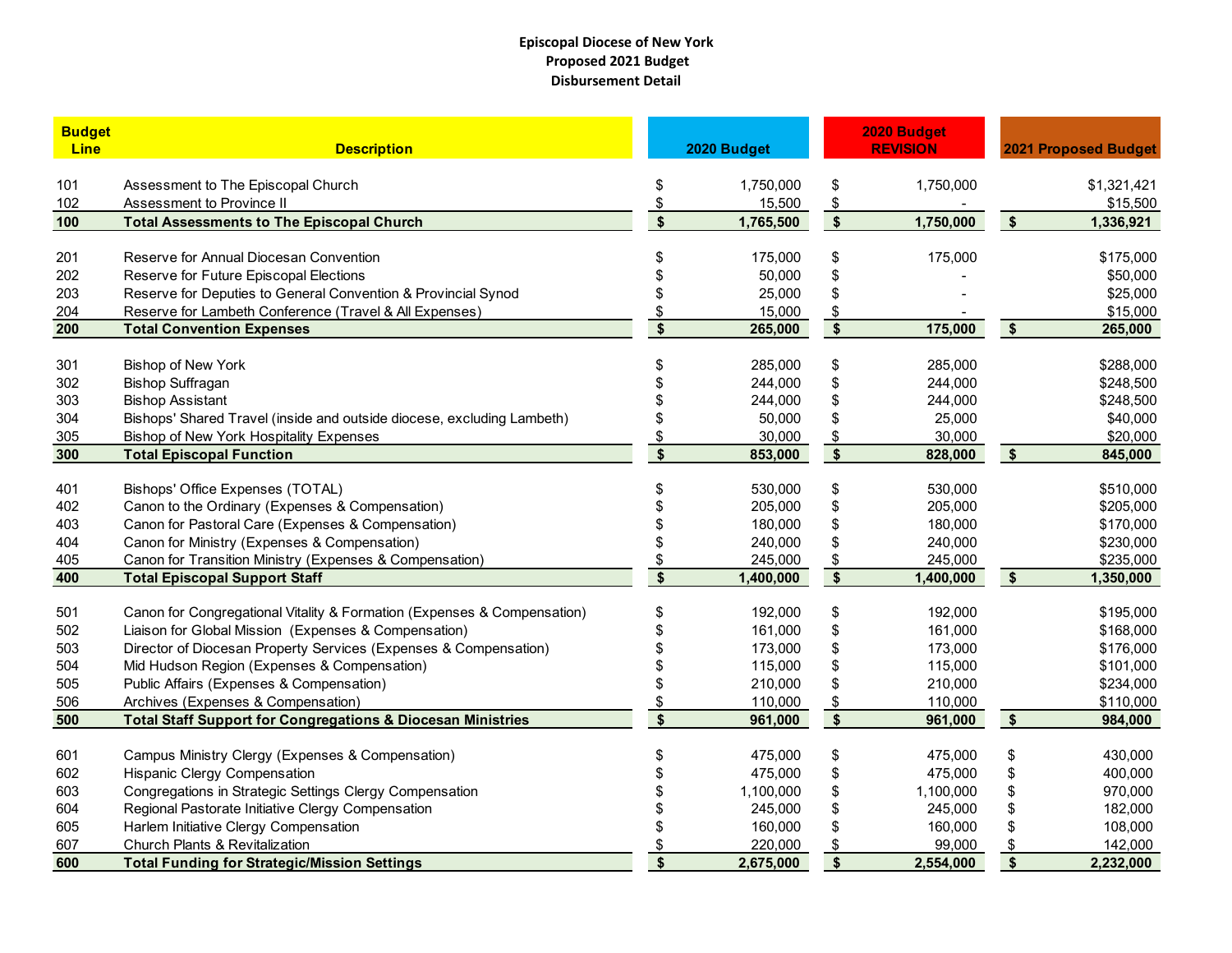**Episcopal Diocese of New York**
**Proposed 2021 Budget**
**Disbursement Detail**

| Budget Line | Description | 2020 Budget | 2020 Budget REVISION | 2021 Proposed Budget |
|---|---|---|---|---|
| 101 | Assessment to The Episcopal Church | $ 1,750,000 | $ 1,750,000 | $1,321,421 |
| 102 | Assessment to Province II | $ 15,500 | $ - | $15,500 |
| **100** | **Total Assessments to The Episcopal Church** | **$ 1,765,500** | **$ 1,750,000** | **$ 1,336,921** |
| 201 | Reserve for Annual Diocesan Convention | $ 175,000 | $ 175,000 | $175,000 |
| 202 | Reserve for Future Episcopal Elections | $ 50,000 | $ - | $50,000 |
| 203 | Reserve for Deputies to General Convention & Provincial Synod | $ 25,000 | $ - | $25,000 |
| 204 | Reserve for Lambeth Conference (Travel & All Expenses) | $ 15,000 | $ - | $15,000 |
| **200** | **Total Convention Expenses** | **$ 265,000** | **$ 175,000** | **$ 265,000** |
| 301 | Bishop of New York | $ 285,000 | $ 285,000 | $288,000 |
| 302 | Bishop Suffragan | $ 244,000 | $ 244,000 | $248,500 |
| 303 | Bishop Assistant | $ 244,000 | $ 244,000 | $248,500 |
| 304 | Bishops' Shared Travel (inside and outside diocese, excluding Lambeth) | $ 50,000 | $ 25,000 | $40,000 |
| 305 | Bishop of New York Hospitality Expenses | $ 30,000 | $ 30,000 | $20,000 |
| **300** | **Total Episcopal Function** | **$ 853,000** | **$ 828,000** | **$ 845,000** |
| 401 | Bishops' Office Expenses (TOTAL) | $ 530,000 | $ 530,000 | $510,000 |
| 402 | Canon to the Ordinary (Expenses & Compensation) | $ 205,000 | $ 205,000 | $205,000 |
| 403 | Canon for Pastoral Care (Expenses & Compensation) | $ 180,000 | $ 180,000 | $170,000 |
| 404 | Canon for Ministry (Expenses & Compensation) | $ 240,000 | $ 240,000 | $230,000 |
| 405 | Canon for Transition Ministry (Expenses & Compensation) | $ 245,000 | $ 245,000 | $235,000 |
| **400** | **Total Episcopal Support Staff** | **$ 1,400,000** | **$ 1,400,000** | **$ 1,350,000** |
| 501 | Canon for Congregational Vitality & Formation (Expenses & Compensation) | $ 192,000 | $ 192,000 | $195,000 |
| 502 | Liaison for Global Mission (Expenses & Compensation) | $ 161,000 | $ 161,000 | $168,000 |
| 503 | Director of Diocesan Property Services (Expenses & Compensation) | $ 173,000 | $ 173,000 | $176,000 |
| 504 | Mid Hudson Region (Expenses & Compensation) | $ 115,000 | $ 115,000 | $101,000 |
| 505 | Public Affairs (Expenses & Compensation) | $ 210,000 | $ 210,000 | $234,000 |
| 506 | Archives (Expenses & Compensation) | $ 110,000 | $ 110,000 | $110,000 |
| **500** | **Total Staff Support for Congregations & Diocesan Ministries** | **$ 961,000** | **$ 961,000** | **$ 984,000** |
| 601 | Campus Ministry Clergy (Expenses & Compensation) | $ 475,000 | $ 475,000 | $ 430,000 |
| 602 | Hispanic Clergy Compensation | $ 475,000 | $ 475,000 | $ 400,000 |
| 603 | Congregations in Strategic Settings Clergy Compensation | $ 1,100,000 | $ 1,100,000 | $ 970,000 |
| 604 | Regional Pastorate Initiative Clergy Compensation | $ 245,000 | $ 245,000 | $ 182,000 |
| 605 | Harlem Initiative Clergy Compensation | $ 160,000 | $ 160,000 | $ 108,000 |
| 607 | Church Plants & Revitalization | $ 220,000 | $ 99,000 | $ 142,000 |
| **600** | **Total Funding for Strategic/Mission Settings** | **$ 2,675,000** | **$ 2,554,000** | **$ 2,232,000** |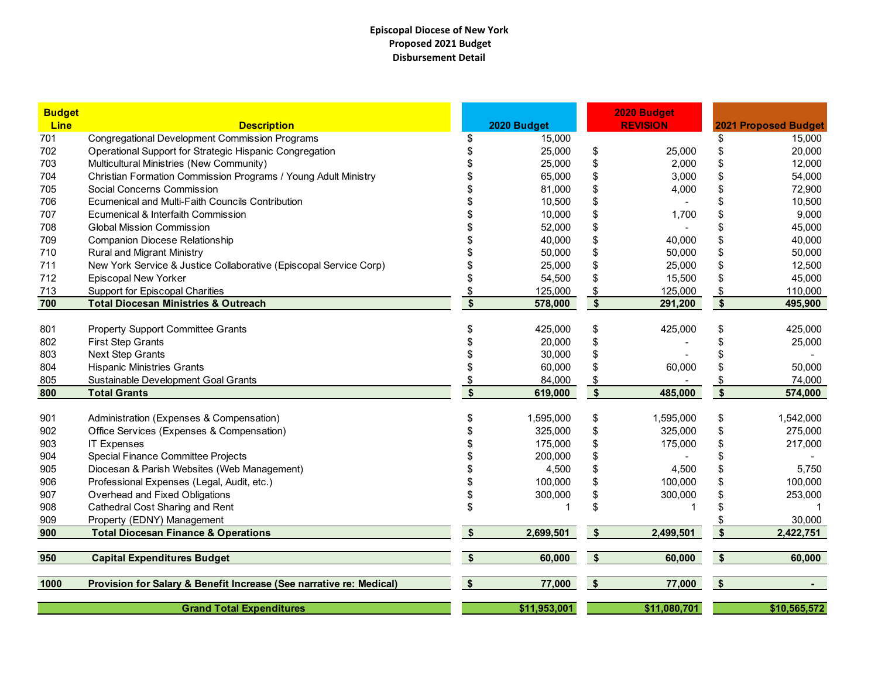**Episcopal Diocese of New York**
**Proposed 2021 Budget**
**Disbursement Detail**

| Budget Line | Description | 2020 Budget | 2020 Budget REVISION | 2021 Proposed Budget |
|---|---|---|---|---|
| 701 | Congregational Development Commission Programs | $ 15,000 | | $ 15,000 |
| 702 | Operational Support for Strategic Hispanic Congregation | $ 25,000 | $ 25,000 | $ 20,000 |
| 703 | Multicultural Ministries (New Community) | $ 25,000 | $ 2,000 | $ 12,000 |
| 704 | Christian Formation Commission Programs / Young Adult Ministry | $ 65,000 | $ 3,000 | $ 54,000 |
| 705 | Social Concerns Commission | $ 81,000 | $ 4,000 | $ 72,900 |
| 706 | Ecumenical and Multi-Faith Councils Contribution | $ 10,500 | $ - | $ 10,500 |
| 707 | Ecumenical & Interfaith Commission | $ 10,000 | $ 1,700 | $ 9,000 |
| 708 | Global Mission Commission | $ 52,000 | $ - | $ 45,000 |
| 709 | Companion Diocese Relationship | $ 40,000 | $ 40,000 | $ 40,000 |
| 710 | Rural and Migrant Ministry | $ 50,000 | $ 50,000 | $ 50,000 |
| 711 | New York Service & Justice Collaborative (Episcopal Service Corp) | $ 25,000 | $ 25,000 | $ 12,500 |
| 712 | Episcopal New Yorker | $ 54,500 | $ 15,500 | $ 45,000 |
| 713 | Support for Episcopal Charities | $ 125,000 | $ 125,000 | $ 110,000 |
| **700** | **Total Diocesan Ministries & Outreach** | **$ 578,000** | **$ 291,200** | **$ 495,900** |
| | | | | |
| 801 | Property Support Committee Grants | $ 425,000 | $ 425,000 | $ 425,000 |
| 802 | First Step Grants | $ 20,000 | $ - | $ 25,000 |
| 803 | Next Step Grants | $ 30,000 | $ - | $ - |
| 804 | Hispanic Ministries Grants | $ 60,000 | $ 60,000 | $ 50,000 |
| 805 | Sustainable Development Goal Grants | $ 84,000 | $ - | $ 74,000 |
| **800** | **Total Grants** | **$ 619,000** | **$ 485,000** | **$ 574,000** |
| | | | | |
| 901 | Administration (Expenses & Compensation) | $ 1,595,000 | $ 1,595,000 | $ 1,542,000 |
| 902 | Office Services (Expenses & Compensation) | $ 325,000 | $ 325,000 | $ 275,000 |
| 903 | IT Expenses | $ 175,000 | $ 175,000 | $ 217,000 |
| 904 | Special Finance Committee Projects | $ 200,000 | $ - | $ - |
| 905 | Diocesan & Parish Websites (Web Management) | $ 4,500 | $ 4,500 | $ 5,750 |
| 906 | Professional Expenses (Legal, Audit, etc.) | $ 100,000 | $ 100,000 | $ 100,000 |
| 907 | Overhead and Fixed Obligations | $ 300,000 | $ 300,000 | $ 253,000 |
| 908 | Cathedral Cost Sharing and Rent | $ 1 | $ 1 | $ 1 |
| 909 | Property (EDNY) Management | | | $ 30,000 |
| **900** | **Total Diocesan Finance & Operations** | **$ 2,699,501** | **$ 2,499,501** | **$ 2,422,751** |
| | | | | |
| **950** | **Capital Expenditures Budget** | **$ 60,000** | **$ 60,000** | **$ 60,000** |
| | | | | |
| **1000** | **Provision for Salary & Benefit Increase (See narrative re: Medical)** | **$ 77,000** | **$ 77,000** | **$ -** |
| | | | | |
| | **Grand Total Expenditures** | **$11,953,001** | **$11,080,701** | **$10,565,572** |